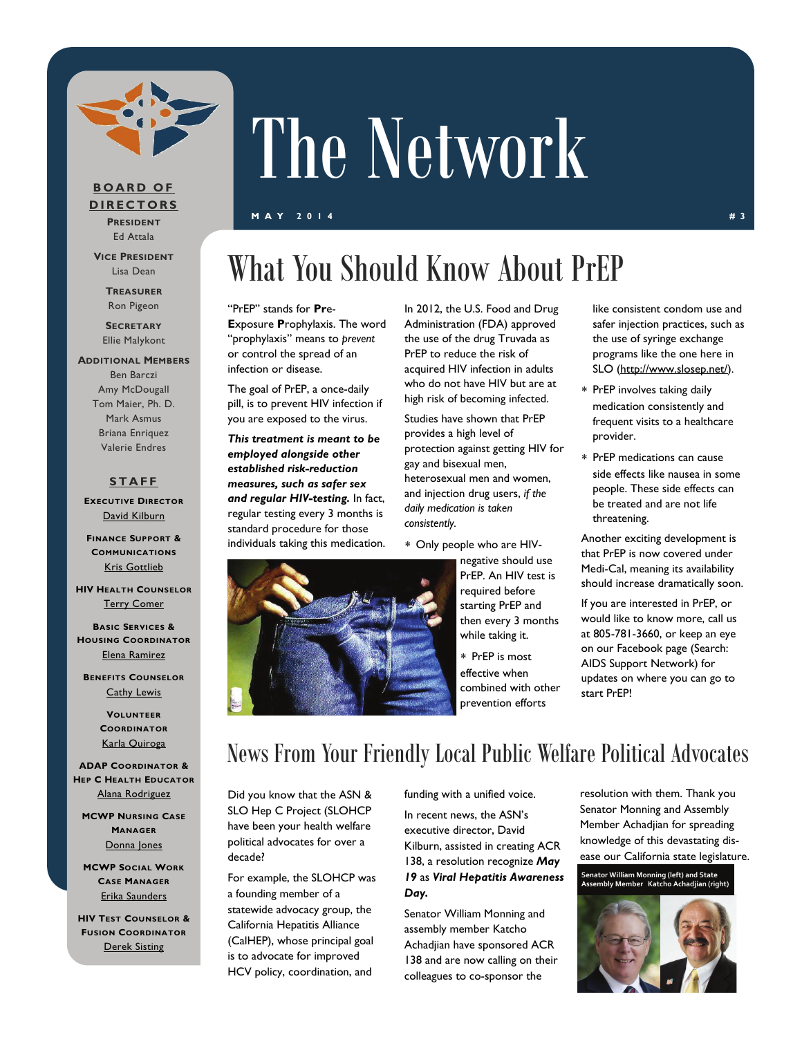# The Network

MAY 2014 #3

**BOARD OF DIRECTORS**

**President**
Ed Attala

**Vice President**
Lisa Dean

**Treasurer**
Ron Pigeon

**Secretary**
Ellie Malykont

**Additional Members**
Ben Barczi
Amy McDougall
Tom Maier, Ph. D.
Mark Asmus
Briana Enriquez
Valerie Endres

**STAFF**

**Executive Director**
David Kilburn

**Finance Support & Communications**
Kris Gottlieb

**HIV Health Counselor**
Terry Comer

**Basic Services & Housing Coordinator**
Elena Ramirez

**Benefits Counselor**
Cathy Lewis

**Volunteer Coordinator**
Karla Quiroga

**ADAP Coordinator & Hep C Health Educator**
Alana Rodriguez

**MCWP Nursing Case Manager**
Donna Jones

**MCWP Social Work Case Manager**
Erika Saunders

**HIV Test Counselor & Fusion Coordinator**
Derek Sisting

## What You Should Know About PrEP

"PrEP" stands for **Pre-E**xposure **P**rophylaxis. The word "prophylaxis" means to *prevent* or control the spread of an infection or disease.

The goal of PrEP, a once-daily pill, is to prevent HIV infection if you are exposed to the virus.

***This treatment is meant to be employed alongside other established risk-reduction measures, such as safer sex and regular HIV-testing.*** In fact, regular testing every 3 months is standard procedure for those individuals taking this medication.

In 2012, the U.S. Food and Drug Administration (FDA) approved the use of the drug Truvada as PrEP to reduce the risk of acquired HIV infection in adults who do not have HIV but are at high risk of becoming infected.

Studies have shown that PrEP provides a high level of protection against getting HIV for gay and bisexual men, heterosexual men and women, and injection drug users, *if the daily medication is taken consistently.*

* Only people who are HIV-negative should use PrEP. An HIV test is required before starting PrEP and then every 3 months while taking it.
* PrEP is most effective when combined with other prevention efforts like consistent condom use and safer injection practices, such as the use of syringe exchange programs like the one here in SLO (http://www.slosep.net/).
* PrEP involves taking daily medication consistently and frequent visits to a healthcare provider.
* PrEP medications can cause side effects like nausea in some people. These side effects can be treated and are not life threatening.

Another exciting development is that PrEP is now covered under Medi-Cal, meaning its availability should increase dramatically soon.

If you are interested in PrEP, or would like to know more, call us at 805-781-3660, or keep an eye on our Facebook page (Search: AIDS Support Network) for updates on where you can go to start PrEP!

## News From Your Friendly Local Public Welfare Political Advocates

Did you know that the ASN & SLO Hep C Project (SLOHCP have been your health welfare political advocates for over a decade?

For example, the SLOHCP was a founding member of a statewide advocacy group, the California Hepatitis Alliance (CalHEP), whose principal goal is to advocate for improved HCV policy, coordination, and funding with a unified voice.

In recent news, the ASN's executive director, David Kilburn, assisted in creating ACR 138, a resolution recognize ***May 19*** as ***Viral Hepatitis Awareness Day.***

Senator William Monning and assembly member Katcho Achadjian have sponsored ACR 138 and are now calling on their colleagues to co-sponsor the resolution with them. Thank you Senator Monning and Assembly Member Achadjian for spreading knowledge of this devastating disease our California state legislature.

Senator William Monning (left) and State Assembly Member Katcho Achadjian (right)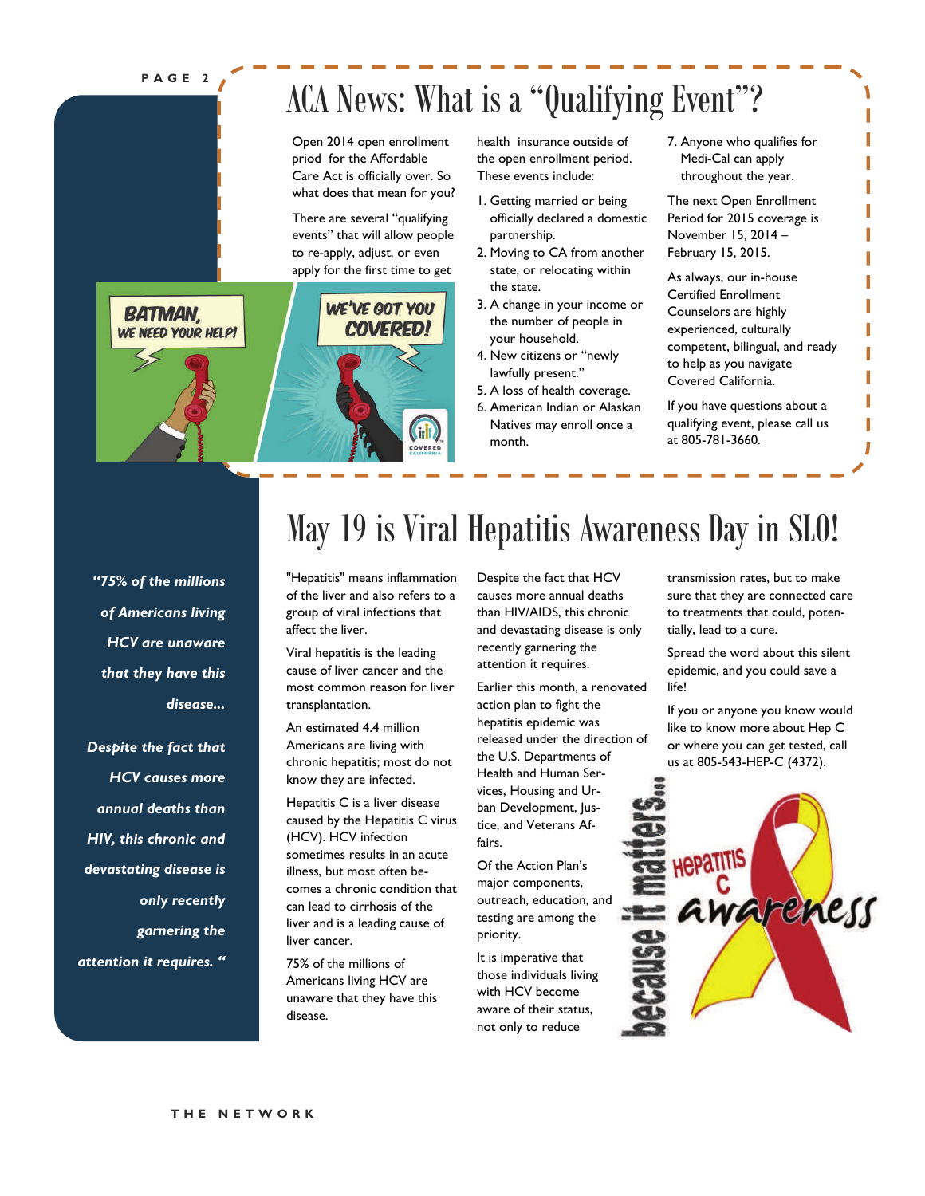# ACA News: What is a "Qualifying Event"?

Open 2014 open enrollment priod for the Affordable Care Act is officially over. So what does that mean for you?

There are several "qualifying events" that will allow people to re-apply, adjust, or even apply for the first time to get health insurance outside of the open enrollment period. These events include:

1. Getting married or being officially declared a domestic partnership.
2. Moving to CA from another state, or relocating within the state.
3. A change in your income or the number of people in your household.
4. New citizens or "newly lawfully present."
5. A loss of health coverage.
6. American Indian or Alaskan Natives may enroll once a month.
7. Anyone who qualifies for Medi-Cal can apply throughout the year.

The next Open Enrollment Period for 2015 coverage is November 15, 2014 – February 15, 2015.

As always, our in-house Certified Enrollment Counselors are highly experienced, culturally competent, bilingual, and ready to help as you navigate Covered California.

If you have questions about a qualifying event, please call us at 805-781-3660.

# May 19 is Viral Hepatitis Awareness Day in SLO!

*"75% of the millions of Americans living HCV are unaware that they have this disease...*

*Despite the fact that HCV causes more annual deaths than HIV, this chronic and devastating disease is only recently garnering the attention it requires. "*

"Hepatitis" means inflammation of the liver and also refers to a group of viral infections that affect the liver.

Viral hepatitis is the leading cause of liver cancer and the most common reason for liver transplantation.

An estimated 4.4 million Americans are living with chronic hepatitis; most do not know they are infected.

Hepatitis C is a liver disease caused by the Hepatitis C virus (HCV). HCV infection sometimes results in an acute illness, but most often becomes a chronic condition that can lead to cirrhosis of the liver and is a leading cause of liver cancer.

75% of the millions of Americans living HCV are unaware that they have this disease.

Despite the fact that HCV causes more annual deaths than HIV/AIDS, this chronic and devastating disease is only recently garnering the attention it requires.

Earlier this month, a renovated action plan to fight the hepatitis epidemic was released under the direction of the U.S. Departments of Health and Human Services, Housing and Urban Development, Justice, and Veterans Affairs.

Of the Action Plan's major components, outreach, education, and testing are among the priority.

It is imperative that those individuals living with HCV become aware of their status, not only to reduce transmission rates, but to make sure that they are connected care to treatments that could, potentially, lead to a cure.

Spread the word about this silent epidemic, and you could save a life!

If you or anyone you know would like to know more about Hep C or where you can get tested, call us at 805-543-HEP-C (4372).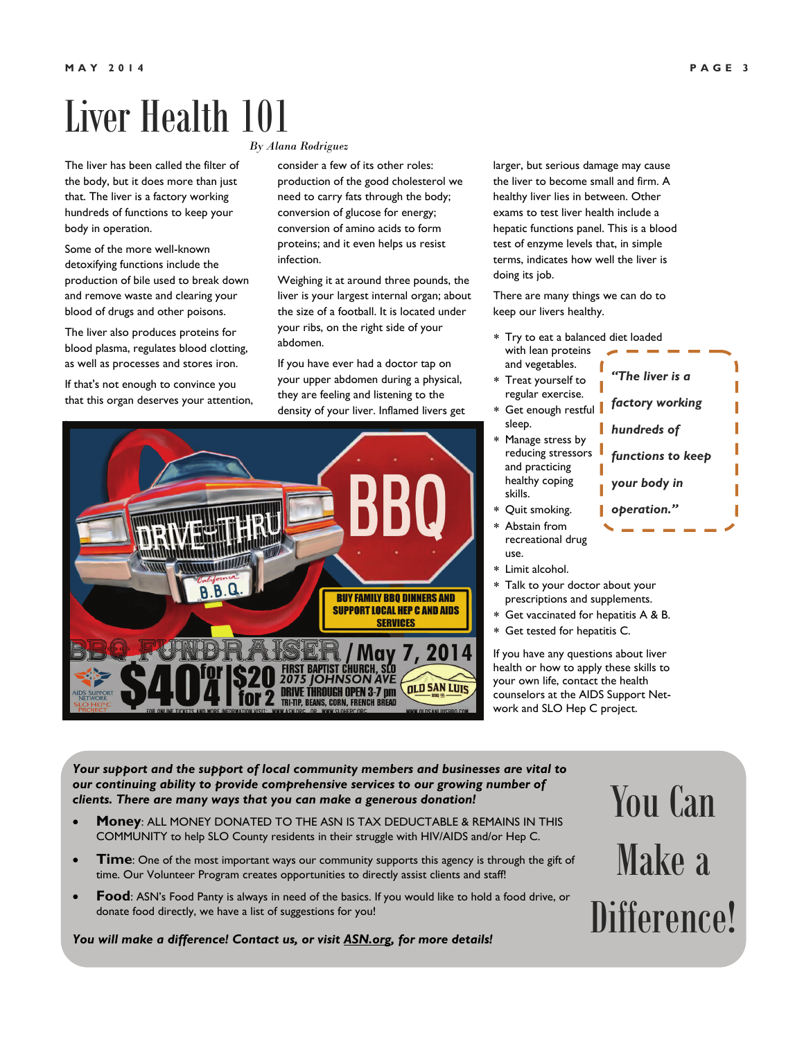# Liver Health 101

*By Alana Rodriguez*

The liver has been called the filter of the body, but it does more than just that. The liver is a factory working hundreds of functions to keep your body in operation.

Some of the more well-known detoxifying functions include the production of bile used to break down and remove waste and clearing your blood of drugs and other poisons.

The liver also produces proteins for blood plasma, regulates blood clotting, as well as processes and stores iron.

If that's not enough to convince you that this organ deserves your attention, consider a few of its other roles: production of the good cholesterol we need to carry fats through the body; conversion of glucose for energy; conversion of amino acids to form proteins; and it even helps us resist infection.

Weighing it at around three pounds, the liver is your largest internal organ; about the size of a football. It is located under your ribs, on the right side of your abdomen.

If you have ever had a doctor tap on your upper abdomen during a physical, they are feeling and listening to the density of your liver. Inflamed livers get larger, but serious damage may cause the liver to become small and firm. A healthy liver lies in between. Other exams to test liver health include a hepatic functions panel. This is a blood test of enzyme levels that, in simple terms, indicates how well the liver is doing its job.

There are many things we can do to keep our livers healthy.

* Try to eat a balanced diet loaded with lean proteins and vegetables.
* Treat yourself to regular exercise.
* Get enough restful sleep.
* Manage stress by reducing stressors and practicing healthy coping skills.
* Quit smoking.
* Abstain from recreational drug use.
* Limit alcohol.
* Talk to your doctor about your prescriptions and supplements.
* Get vaccinated for hepatitis A & B.
* Get tested for hepatitis C.

> ***"The liver is a factory working hundreds of functions to keep your body in operation."***

If you have any questions about liver health or how to apply these skills to your own life, contact the health counselors at the AIDS Support Network and SLO Hep C project.

DRIVE-THRU BBQ — BUY FAMILY BBQ DINNERS AND SUPPORT LOCAL HEP C AND AIDS SERVICES

BBQ FUNDRAISER / May 7, 2014 — $40 for 4 | $20 for 2 — FIRST BAPTIST CHURCH, SLO, 2075 JOHNSON AVE — DRIVE THROUGH OPEN 3-7 pm — TRI-TIP, BEANS, CORN, FRENCH BREAD — OLD SAN LUIS BBQ CO.

## You Can Make a Difference!

***Your support and the support of local community members and businesses are vital to our continuing ability to provide comprehensive services to our growing number of clients. There are many ways that you can make a generous donation!***

- **Money**: ALL MONEY DONATED TO THE ASN IS TAX DEDUCTABLE & REMAINS IN THIS COMMUNITY to help SLO County residents in their struggle with HIV/AIDS and/or Hep C.
- **Time**: One of the most important ways our community supports this agency is through the gift of time. Our Volunteer Program creates opportunities to directly assist clients and staff!
- **Food**: ASN's Food Panty is always in need of the basics. If you would like to hold a food drive, or donate food directly, we have a list of suggestions for you!

***You will make a difference! Contact us, or visit ASN.org, for more details!***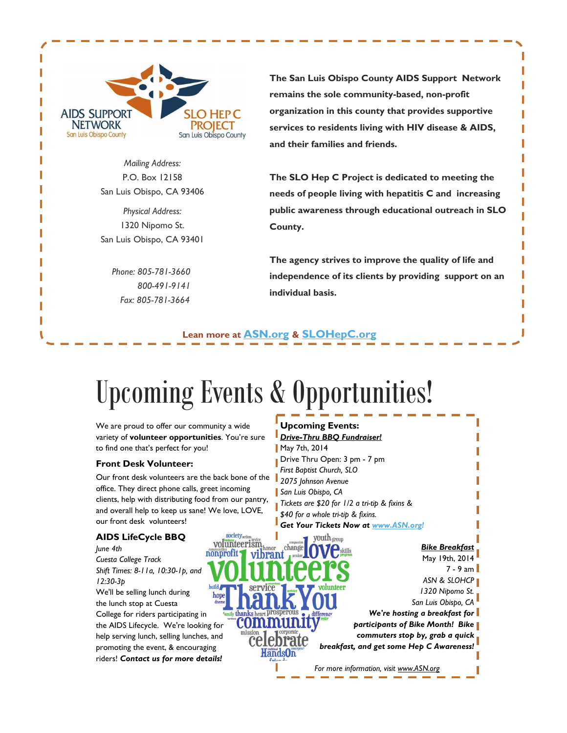AIDS SUPPORT NETWORK
San Luis Obispo County

SLO HEP C PROJECT
San Luis Obispo County

*Mailing Address:*
P.O. Box 12158
San Luis Obispo, CA 93406

*Physical Address:*
1320 Nipomo St.
San Luis Obispo, CA 93401

*Phone: 805-781-3660*
*800-491-9141*
*Fax: 805-781-3664*

**The San Luis Obispo County AIDS Support Network remains the sole community-based, non-profit organization in this county that provides supportive services to residents living with HIV disease & AIDS, and their families and friends.**

**The SLO Hep C Project is dedicated to meeting the needs of people living with hepatitis C and increasing public awareness through educational outreach in SLO County.**

**The agency strives to improve the quality of life and independence of its clients by providing support on an individual basis.**

**Lean more at ASN.org & SLOHepC.org**

# Upcoming Events & Opportunities!

We are proud to offer our community a wide variety of **volunteer opportunities**. You're sure to find one that's perfect for you!

### Front Desk Volunteer:

Our front desk volunteers are the back bone of the office. They direct phone calls, greet incoming clients, help with distributing food from our pantry, and overall help to keep us sane! We love, LOVE, our front desk volunteers!

### AIDS LifeCycle BBQ

*June 4th*
*Cuesta College Track*
*Shift Times: 8-11a, 10:30-1p, and 12:30-3p*

We'll be selling lunch during the lunch stop at Cuesta College for riders participating in the AIDS Lifecycle. We're looking for help serving lunch, selling lunches, and promoting the event, & encouraging riders! ***Contact us for more details!***

### Upcoming Events:

***Drive-Thru BBQ Fundraiser!***

May 7th, 2014
Drive Thru Open: 3 pm - 7 pm
*First Baptist Church, SLO*
*2075 Johnson Avenue*
*San Luis Obispo, CA*
*Tickets are $20 for 1/2 a tri-tip & fixins & $40 for a whole tri-tip & fixins.*
***Get Your Tickets Now at www.ASN.org!***

***Bike Breakfast***

May 19th, 2014
7 - 9 am
*ASN & SLOHCP*
*1320 Nipomo St.*
*San Luis Obispo, CA*
***We're hosting a breakfast for participants of Bike Month! Bike commuters stop by, grab a quick breakfast, and get some Hep C Awareness!***

*For more information, visit www.ASN.org*